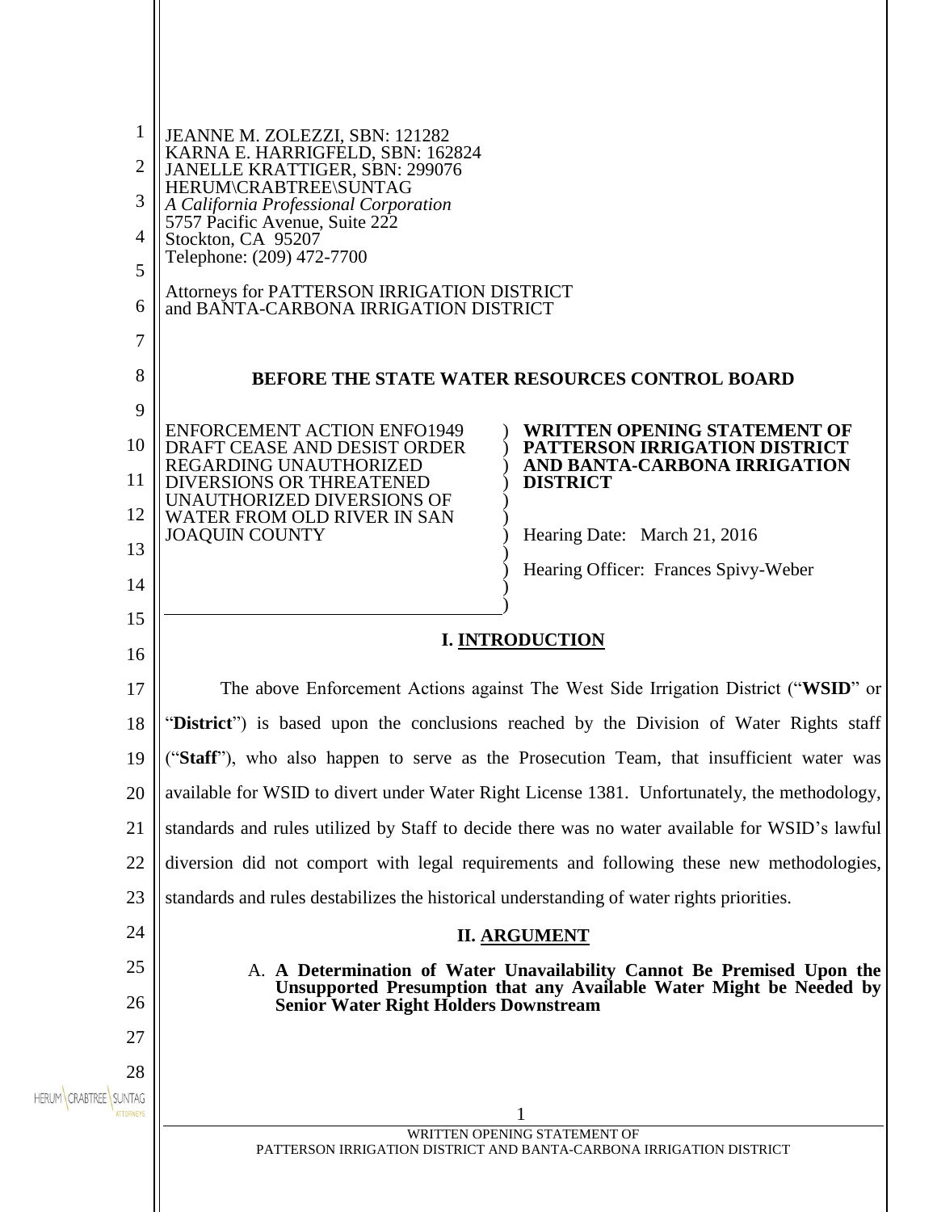JEANNE M. ZOLEZZI, SBN: 121282
KARNA E. HARRIGFELD, SBN: 162824
JANELLE KRATTIGER, SBN: 299076
HERUM\CRABTREE\SUNTAG
*A California Professional Corporation*
5757 Pacific Avenue, Suite 222
Stockton, CA 95207
Telephone: (209) 472-7700

Attorneys for PATTERSON IRRIGATION DISTRICT
and BANTA-CARBONA IRRIGATION DISTRICT

**BEFORE THE STATE WATER RESOURCES CONTROL BOARD**

| | |
|---|---|
| ENFORCEMENT ACTION ENFO1949 DRAFT CEASE AND DESIST ORDER REGARDING UNAUTHORIZED DIVERSIONS OR THREATENED UNAUTHORIZED DIVERSIONS OF WATER FROM OLD RIVER IN SAN JOAQUIN COUNTY | **WRITTEN OPENING STATEMENT OF PATTERSON IRRIGATION DISTRICT AND BANTA-CARBONA IRRIGATION DISTRICT**<br><br>Hearing Date: March 21, 2016<br><br>Hearing Officer: Frances Spivy-Weber |

## I. INTRODUCTION

The above Enforcement Actions against The West Side Irrigation District ("**WSID**" or "**District**") is based upon the conclusions reached by the Division of Water Rights staff ("**Staff**"), who also happen to serve as the Prosecution Team, that insufficient water was available for WSID to divert under Water Right License 1381. Unfortunately, the methodology, standards and rules utilized by Staff to decide there was no water available for WSID's lawful diversion did not comport with legal requirements and following these new methodologies, standards and rules destabilizes the historical understanding of water rights priorities.

## II. ARGUMENT

### A. A Determination of Water Unavailability Cannot Be Premised Upon the Unsupported Presumption that any Available Water Might be Needed by Senior Water Right Holders Downstream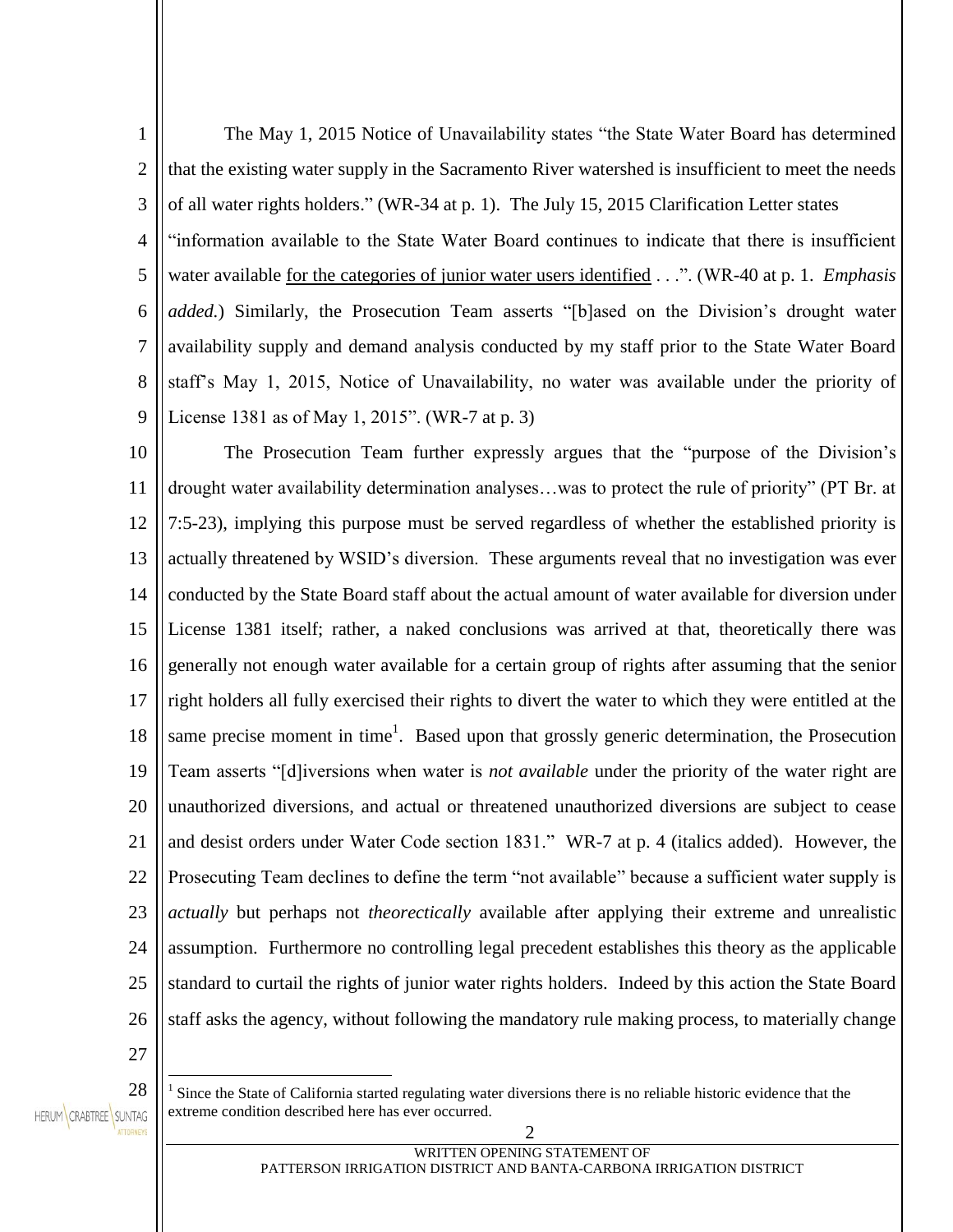The May 1, 2015 Notice of Unavailability states "the State Water Board has determined that the existing water supply in the Sacramento River watershed is insufficient to meet the needs of all water rights holders." (WR-34 at p. 1). The July 15, 2015 Clarification Letter states "information available to the State Water Board continues to indicate that there is insufficient water available <u>for the categories of junior water users identified</u> . . .". (WR-40 at p. 1. *Emphasis added.*) Similarly, the Prosecution Team asserts "[b]ased on the Division's drought water availability supply and demand analysis conducted by my staff prior to the State Water Board staff's May 1, 2015, Notice of Unavailability, no water was available under the priority of License 1381 as of May 1, 2015". (WR-7 at p. 3)

The Prosecution Team further expressly argues that the "purpose of the Division's drought water availability determination analyses…was to protect the rule of priority" (PT Br. at 7:5-23), implying this purpose must be served regardless of whether the established priority is actually threatened by WSID's diversion. These arguments reveal that no investigation was ever conducted by the State Board staff about the actual amount of water available for diversion under License 1381 itself; rather, a naked conclusions was arrived at that, theoretically there was generally not enough water available for a certain group of rights after assuming that the senior right holders all fully exercised their rights to divert the water to which they were entitled at the same precise moment in time[1]. Based upon that grossly generic determination, the Prosecution Team asserts "[d]iversions when water is *not available* under the priority of the water right are unauthorized diversions, and actual or threatened unauthorized diversions are subject to cease and desist orders under Water Code section 1831." WR-7 at p. 4 (italics added). However, the Prosecuting Team declines to define the term "not available" because a sufficient water supply is *actually* but perhaps not *theorectically* available after applying their extreme and unrealistic assumption. Furthermore no controlling legal precedent establishes this theory as the applicable standard to curtail the rights of junior water rights holders. Indeed by this action the State Board staff asks the agency, without following the mandatory rule making process, to materially change

---

[1] Since the State of California started regulating water diversions there is no reliable historic evidence that the extreme condition described here has ever occurred.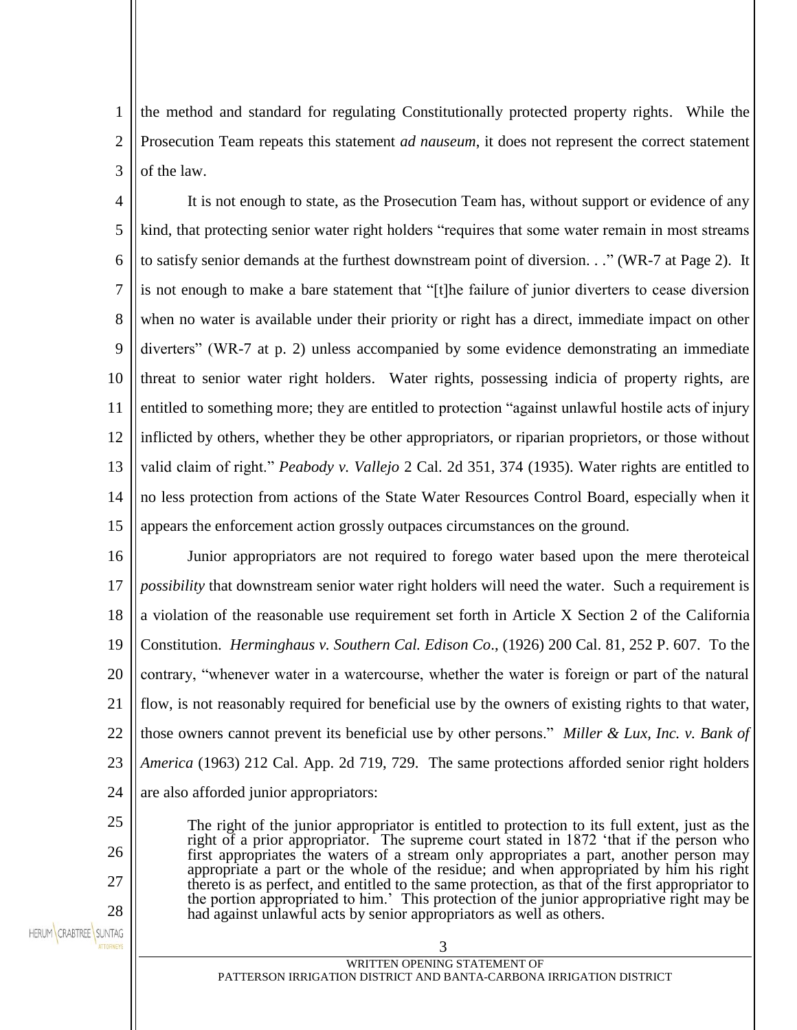the method and standard for regulating Constitutionally protected property rights. While the Prosecution Team repeats this statement *ad nauseum*, it does not represent the correct statement of the law.

It is not enough to state, as the Prosecution Team has, without support or evidence of any kind, that protecting senior water right holders "requires that some water remain in most streams to satisfy senior demands at the furthest downstream point of diversion. . ." (WR-7 at Page 2). It is not enough to make a bare statement that "[t]he failure of junior diverters to cease diversion when no water is available under their priority or right has a direct, immediate impact on other diverters" (WR-7 at p. 2) unless accompanied by some evidence demonstrating an immediate threat to senior water right holders. Water rights, possessing indicia of property rights, are entitled to something more; they are entitled to protection "against unlawful hostile acts of injury inflicted by others, whether they be other appropriators, or riparian proprietors, or those without valid claim of right." *Peabody v. Vallejo* 2 Cal. 2d 351, 374 (1935). Water rights are entitled to no less protection from actions of the State Water Resources Control Board, especially when it appears the enforcement action grossly outpaces circumstances on the ground.

Junior appropriators are not required to forego water based upon the mere theroteical *possibility* that downstream senior water right holders will need the water. Such a requirement is a violation of the reasonable use requirement set forth in Article X Section 2 of the California Constitution. *Herminghaus v. Southern Cal. Edison Co*., (1926) 200 Cal. 81, 252 P. 607. To the contrary, "whenever water in a watercourse, whether the water is foreign or part of the natural flow, is not reasonably required for beneficial use by the owners of existing rights to that water, those owners cannot prevent its beneficial use by other persons." *Miller & Lux, Inc. v. Bank of America* (1963) 212 Cal. App. 2d 719, 729. The same protections afforded senior right holders are also afforded junior appropriators:

> The right of the junior appropriator is entitled to protection to its full extent, just as the right of a prior appropriator. The supreme court stated in 1872 'that if the person who first appropriates the waters of a stream only appropriates a part, another person may appropriate a part or the whole of the residue; and when appropriated by him his right thereto is as perfect, and entitled to the same protection, as that of the first appropriator to the portion appropriated to him.' This protection of the junior appropriative right may be had against unlawful acts by senior appropriators as well as others.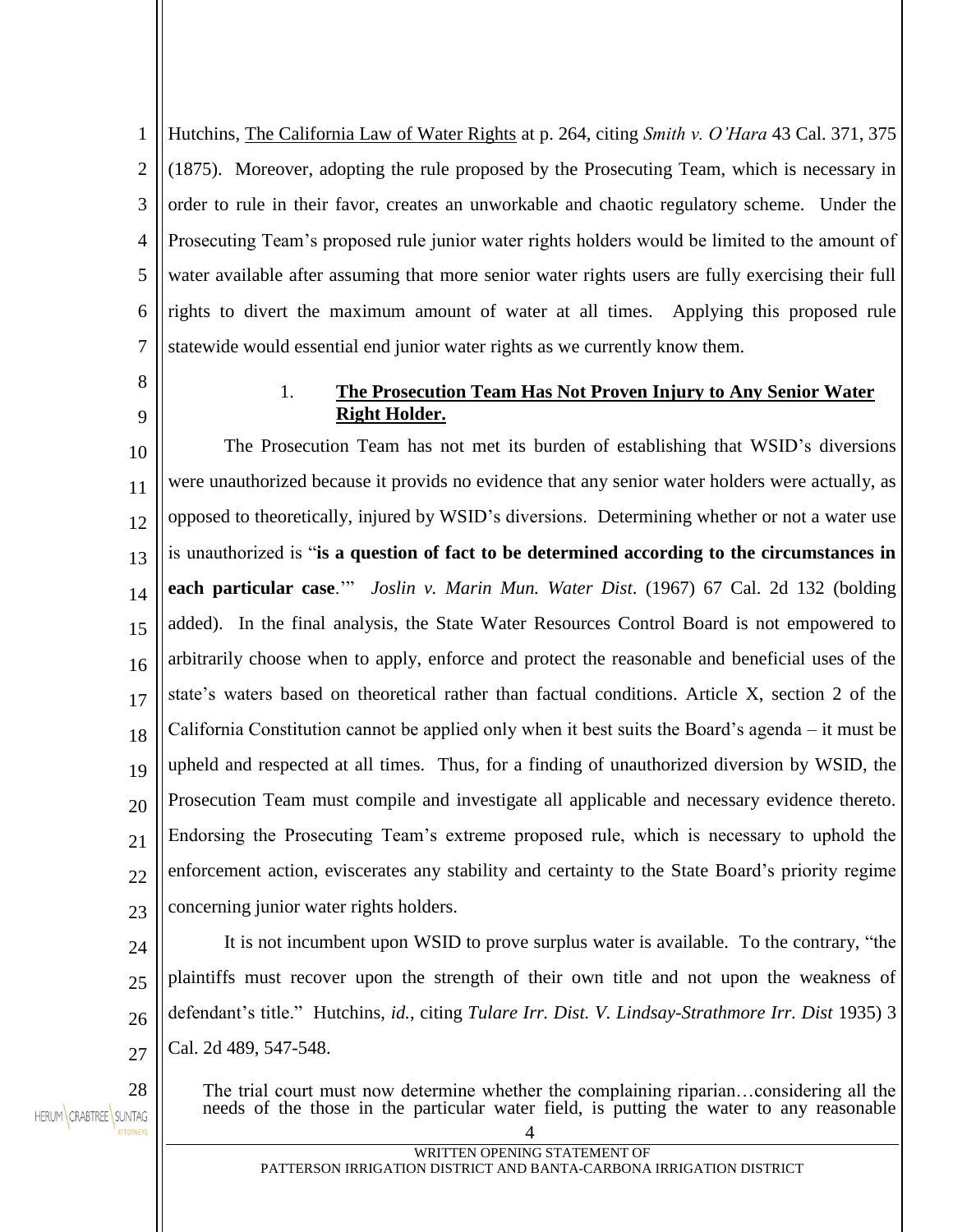Hutchins, The California Law of Water Rights at p. 264, citing *Smith v. O'Hara* 43 Cal. 371, 375 (1875). Moreover, adopting the rule proposed by the Prosecuting Team, which is necessary in order to rule in their favor, creates an unworkable and chaotic regulatory scheme. Under the Prosecuting Team's proposed rule junior water rights holders would be limited to the amount of water available after assuming that more senior water rights users are fully exercising their full rights to divert the maximum amount of water at all times. Applying this proposed rule statewide would essential end junior water rights as we currently know them.

1. **The Prosecution Team Has Not Proven Injury to Any Senior Water Right Holder.**

The Prosecution Team has not met its burden of establishing that WSID's diversions were unauthorized because it provids no evidence that any senior water holders were actually, as opposed to theoretically, injured by WSID's diversions. Determining whether or not a water use is unauthorized is "**is a question of fact to be determined according to the circumstances in each particular case**.'" *Joslin v. Marin Mun. Water Dist*. (1967) 67 Cal. 2d 132 (bolding added). In the final analysis, the State Water Resources Control Board is not empowered to arbitrarily choose when to apply, enforce and protect the reasonable and beneficial uses of the state's waters based on theoretical rather than factual conditions. Article X, section 2 of the California Constitution cannot be applied only when it best suits the Board's agenda – it must be upheld and respected at all times. Thus, for a finding of unauthorized diversion by WSID, the Prosecution Team must compile and investigate all applicable and necessary evidence thereto. Endorsing the Prosecuting Team's extreme proposed rule, which is necessary to uphold the enforcement action, eviscerates any stability and certainty to the State Board's priority regime concerning junior water rights holders.

It is not incumbent upon WSID to prove surplus water is available. To the contrary, "the plaintiffs must recover upon the strength of their own title and not upon the weakness of defendant's title." Hutchins, *id.*, citing *Tulare Irr. Dist. V. Lindsay-Strathmore Irr. Dist* 1935) 3 Cal. 2d 489, 547-548.

> The trial court must now determine whether the complaining riparian…considering all the needs of the those in the particular water field, is putting the water to any reasonable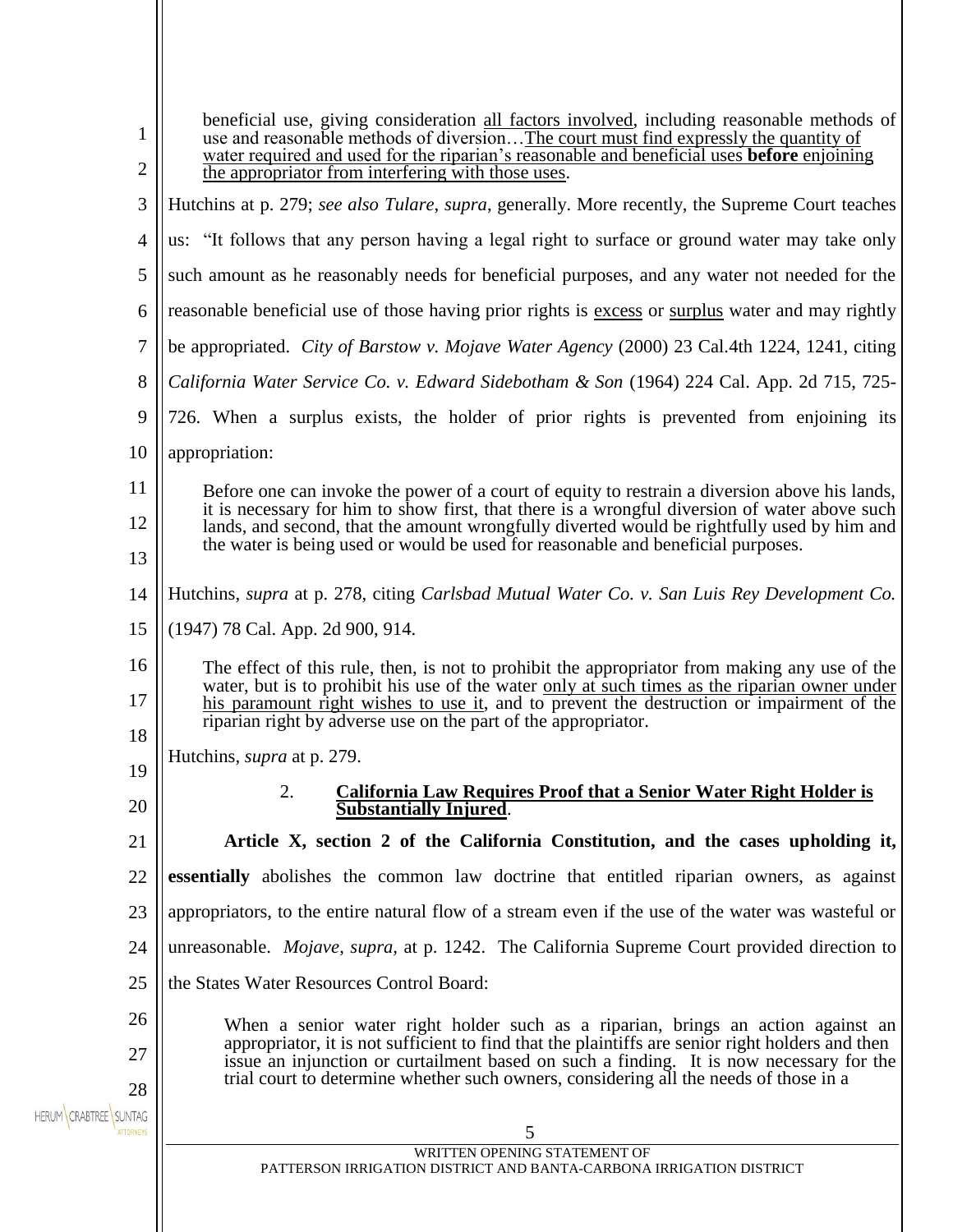> beneficial use, giving consideration all factors involved, including reasonable methods of use and reasonable methods of diversion…The court must find expressly the quantity of water required and used for the riparian's reasonable and beneficial uses **before** enjoining the appropriator from interfering with those uses.

Hutchins at p. 279; *see also Tulare*, *supra*, generally. More recently, the Supreme Court teaches us: "It follows that any person having a legal right to surface or ground water may take only such amount as he reasonably needs for beneficial purposes, and any water not needed for the reasonable beneficial use of those having prior rights is excess or surplus water and may rightly be appropriated. *City of Barstow v. Mojave Water Agency* (2000) 23 Cal.4th 1224, 1241, citing *California Water Service Co. v. Edward Sidebotham & Son* (1964) 224 Cal. App. 2d 715, 725-726. When a surplus exists, the holder of prior rights is prevented from enjoining its appropriation:

> Before one can invoke the power of a court of equity to restrain a diversion above his lands, it is necessary for him to show first, that there is a wrongful diversion of water above such lands, and second, that the amount wrongfully diverted would be rightfully used by him and the water is being used or would be used for reasonable and beneficial purposes.

Hutchins, *supra* at p. 278, citing *Carlsbad Mutual Water Co. v. San Luis Rey Development Co.* (1947) 78 Cal. App. 2d 900, 914.

> The effect of this rule, then, is not to prohibit the appropriator from making any use of the water, but is to prohibit his use of the water only at such times as the riparian owner under his paramount right wishes to use it, and to prevent the destruction or impairment of the riparian right by adverse use on the part of the appropriator.

Hutchins, *supra* at p. 279.

### 2. California Law Requires Proof that a Senior Water Right Holder is Substantially Injured.

**Article X, section 2 of the California Constitution, and the cases upholding it, essentially** abolishes the common law doctrine that entitled riparian owners, as against appropriators, to the entire natural flow of a stream even if the use of the water was wasteful or unreasonable. *Mojave*, *supra*, at p. 1242. The California Supreme Court provided direction to the States Water Resources Control Board:

> When a senior water right holder such as a riparian, brings an action against an appropriator, it is not sufficient to find that the plaintiffs are senior right holders and then issue an injunction or curtailment based on such a finding. It is now necessary for the trial court to determine whether such owners, considering all the needs of those in a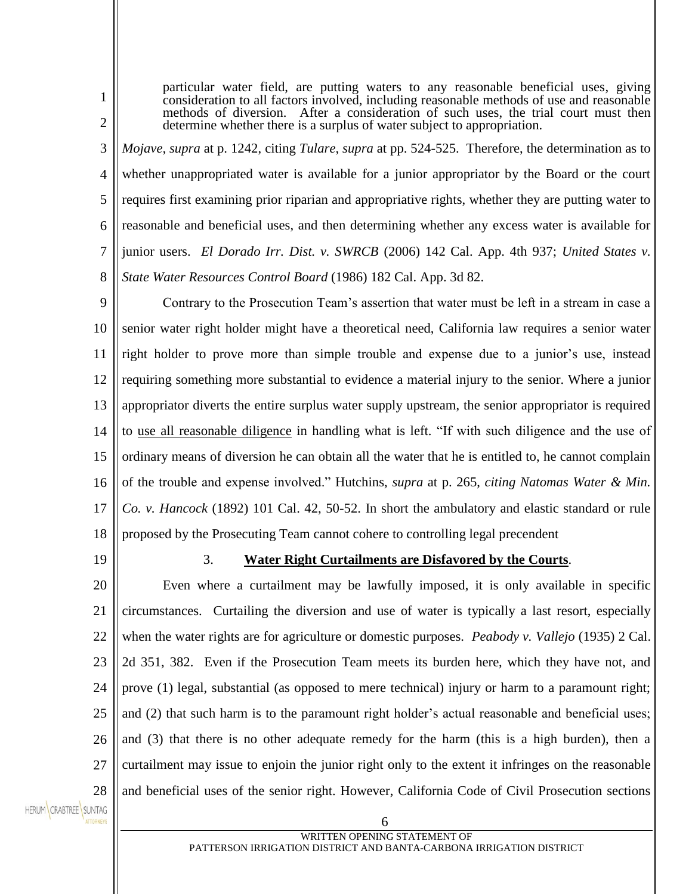> particular water field, are putting waters to any reasonable beneficial uses, giving consideration to all factors involved, including reasonable methods of use and reasonable methods of diversion. After a consideration of such uses, the trial court must then determine whether there is a surplus of water subject to appropriation.

*Mojave*, *supra* at p. 1242, citing *Tulare*, *supra* at pp. 524-525. Therefore, the determination as to whether unappropriated water is available for a junior appropriator by the Board or the court requires first examining prior riparian and appropriative rights, whether they are putting water to reasonable and beneficial uses, and then determining whether any excess water is available for junior users. *El Dorado Irr. Dist. v. SWRCB* (2006) 142 Cal. App. 4th 937; *United States v. State Water Resources Control Board* (1986) 182 Cal. App. 3d 82.

Contrary to the Prosecution Team's assertion that water must be left in a stream in case a senior water right holder might have a theoretical need, California law requires a senior water right holder to prove more than simple trouble and expense due to a junior's use, instead requiring something more substantial to evidence a material injury to the senior. Where a junior appropriator diverts the entire surplus water supply upstream, the senior appropriator is required to <u>use all reasonable diligence</u> in handling what is left. "If with such diligence and the use of ordinary means of diversion he can obtain all the water that he is entitled to, he cannot complain of the trouble and expense involved." Hutchins, *supra* at p. 265, *citing Natomas Water & Min. Co. v. Hancock* (1892) 101 Cal. 42, 50-52. In short the ambulatory and elastic standard or rule proposed by the Prosecuting Team cannot cohere to controlling legal precendent

### 3. **<u>Water Right Curtailments are Disfavored by the Courts</u>**.

Even where a curtailment may be lawfully imposed, it is only available in specific circumstances. Curtailing the diversion and use of water is typically a last resort, especially when the water rights are for agriculture or domestic purposes. *Peabody v. Vallejo* (1935) 2 Cal. 2d 351, 382. Even if the Prosecution Team meets its burden here, which they have not, and prove (1) legal, substantial (as opposed to mere technical) injury or harm to a paramount right; and (2) that such harm is to the paramount right holder's actual reasonable and beneficial uses; and (3) that there is no other adequate remedy for the harm (this is a high burden), then a curtailment may issue to enjoin the junior right only to the extent it infringes on the reasonable and beneficial uses of the senior right. However, California Code of Civil Prosecution sections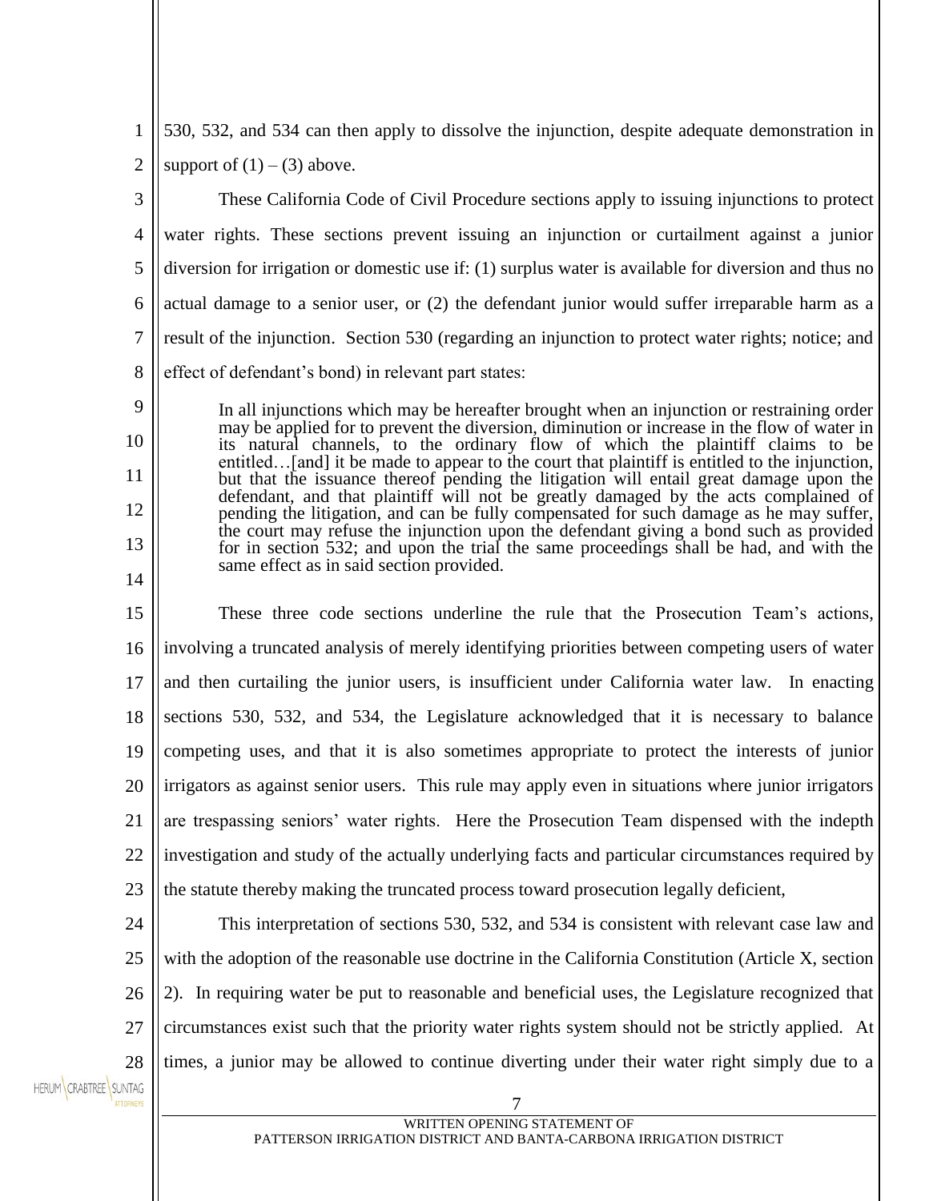530, 532, and 534 can then apply to dissolve the injunction, despite adequate demonstration in support of (1) – (3) above.

These California Code of Civil Procedure sections apply to issuing injunctions to protect water rights. These sections prevent issuing an injunction or curtailment against a junior diversion for irrigation or domestic use if: (1) surplus water is available for diversion and thus no actual damage to a senior user, or (2) the defendant junior would suffer irreparable harm as a result of the injunction. Section 530 (regarding an injunction to protect water rights; notice; and effect of defendant's bond) in relevant part states:

> In all injunctions which may be hereafter brought when an injunction or restraining order may be applied for to prevent the diversion, diminution or increase in the flow of water in its natural channels, to the ordinary flow of which the plaintiff claims to be entitled…[and] it be made to appear to the court that plaintiff is entitled to the injunction, but that the issuance thereof pending the litigation will entail great damage upon the defendant, and that plaintiff will not be greatly damaged by the acts complained of pending the litigation, and can be fully compensated for such damage as he may suffer, the court may refuse the injunction upon the defendant giving a bond such as provided for in section 532; and upon the trial the same proceedings shall be had, and with the same effect as in said section provided.

These three code sections underline the rule that the Prosecution Team's actions, involving a truncated analysis of merely identifying priorities between competing users of water and then curtailing the junior users, is insufficient under California water law. In enacting sections 530, 532, and 534, the Legislature acknowledged that it is necessary to balance competing uses, and that it is also sometimes appropriate to protect the interests of junior irrigators as against senior users. This rule may apply even in situations where junior irrigators are trespassing seniors' water rights. Here the Prosecution Team dispensed with the indepth investigation and study of the actually underlying facts and particular circumstances required by the statute thereby making the truncated process toward prosecution legally deficient,

This interpretation of sections 530, 532, and 534 is consistent with relevant case law and with the adoption of the reasonable use doctrine in the California Constitution (Article X, section 2). In requiring water be put to reasonable and beneficial uses, the Legislature recognized that circumstances exist such that the priority water rights system should not be strictly applied. At times, a junior may be allowed to continue diverting under their water right simply due to a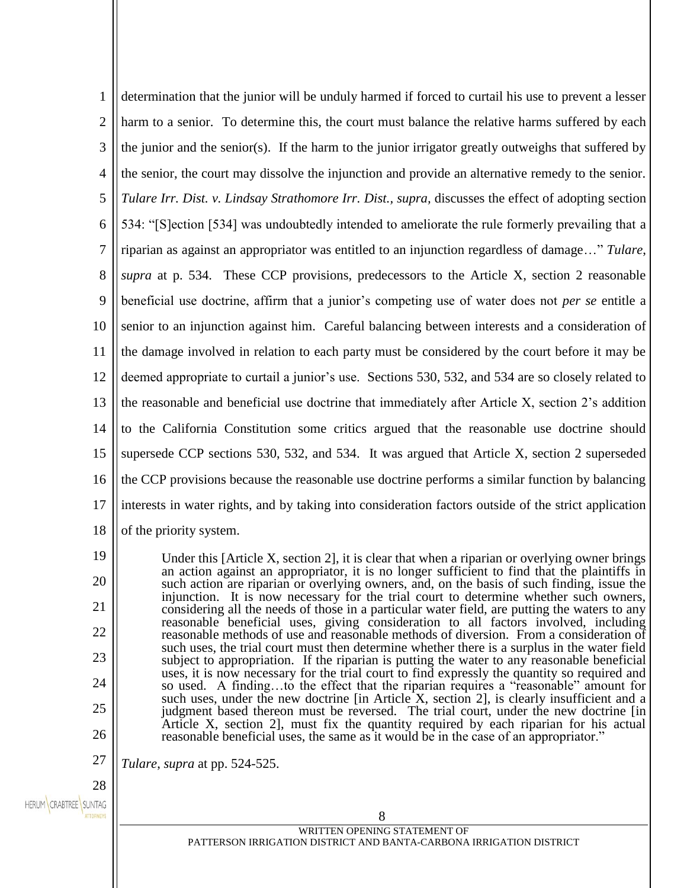determination that the junior will be unduly harmed if forced to curtail his use to prevent a lesser harm to a senior. To determine this, the court must balance the relative harms suffered by each the junior and the senior(s). If the harm to the junior irrigator greatly outweighs that suffered by the senior, the court may dissolve the injunction and provide an alternative remedy to the senior. *Tulare Irr. Dist. v. Lindsay Strathomore Irr. Dist., supra,* discusses the effect of adopting section 534: "[S]ection [534] was undoubtedly intended to ameliorate the rule formerly prevailing that a riparian as against an appropriator was entitled to an injunction regardless of damage…" *Tulare, supra* at p. 534. These CCP provisions, predecessors to the Article X, section 2 reasonable beneficial use doctrine, affirm that a junior's competing use of water does not *per se* entitle a senior to an injunction against him. Careful balancing between interests and a consideration of the damage involved in relation to each party must be considered by the court before it may be deemed appropriate to curtail a junior's use. Sections 530, 532, and 534 are so closely related to the reasonable and beneficial use doctrine that immediately after Article X, section 2's addition to the California Constitution some critics argued that the reasonable use doctrine should supersede CCP sections 530, 532, and 534. It was argued that Article X, section 2 superseded the CCP provisions because the reasonable use doctrine performs a similar function by balancing interests in water rights, and by taking into consideration factors outside of the strict application of the priority system.

> Under this [Article X, section 2], it is clear that when a riparian or overlying owner brings an action against an appropriator, it is no longer sufficient to find that the plaintiffs in such action are riparian or overlying owners, and, on the basis of such finding, issue the injunction. It is now necessary for the trial court to determine whether such owners, considering all the needs of those in a particular water field, are putting the waters to any reasonable beneficial uses, giving consideration to all factors involved, including reasonable methods of use and reasonable methods of diversion. From a consideration of such uses, the trial court must then determine whether there is a surplus in the water field subject to appropriation. If the riparian is putting the water to any reasonable beneficial uses, it is now necessary for the trial court to find expressly the quantity so required and so used. A finding…to the effect that the riparian requires a "reasonable" amount for such uses, under the new doctrine [in Article X, section 2], is clearly insufficient and a judgment based thereon must be reversed. The trial court, under the new doctrine [in Article X, section 2], must fix the quantity required by each riparian for his actual reasonable beneficial uses, the same as it would be in the case of an appropriator."

*Tulare, supra* at pp. 524-525.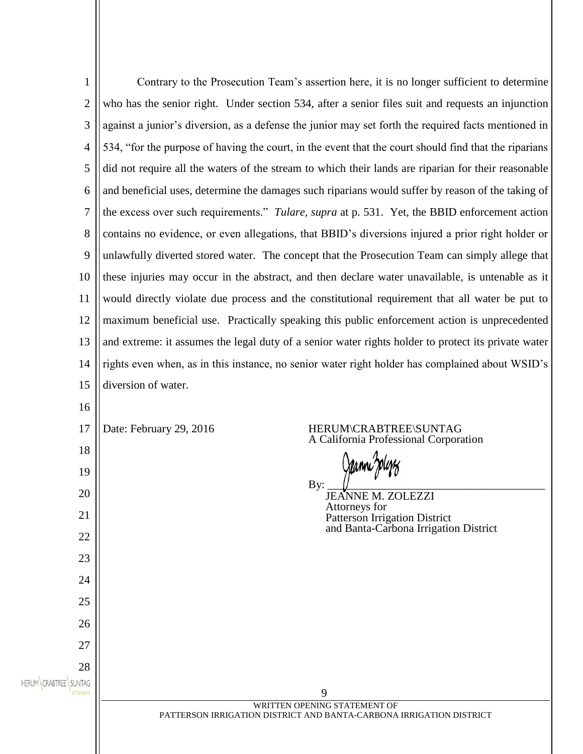Contrary to the Prosecution Team's assertion here, it is no longer sufficient to determine who has the senior right. Under section 534, after a senior files suit and requests an injunction against a junior's diversion, as a defense the junior may set forth the required facts mentioned in 534, "for the purpose of having the court, in the event that the court should find that the riparians did not require all the waters of the stream to which their lands are riparian for their reasonable and beneficial uses, determine the damages such riparians would suffer by reason of the taking of the excess over such requirements." *Tulare, supra* at p. 531. Yet, the BBID enforcement action contains no evidence, or even allegations, that BBID's diversions injured a prior right holder or unlawfully diverted stored water. The concept that the Prosecution Team can simply allege that these injuries may occur in the abstract, and then declare water unavailable, is untenable as it would directly violate due process and the constitutional requirement that all water be put to maximum beneficial use. Practically speaking this public enforcement action is unprecedented and extreme: it assumes the legal duty of a senior water rights holder to protect its private water rights even when, as in this instance, no senior water right holder has complained about WSID's diversion of water.

Date: February 29, 2016

HERUM\CRABTREE\SUNTAG
A California Professional Corporation

By: ______________________________
JEANNE M. ZOLEZZI
Attorneys for
Patterson Irrigation District
and Banta-Carbona Irrigation District